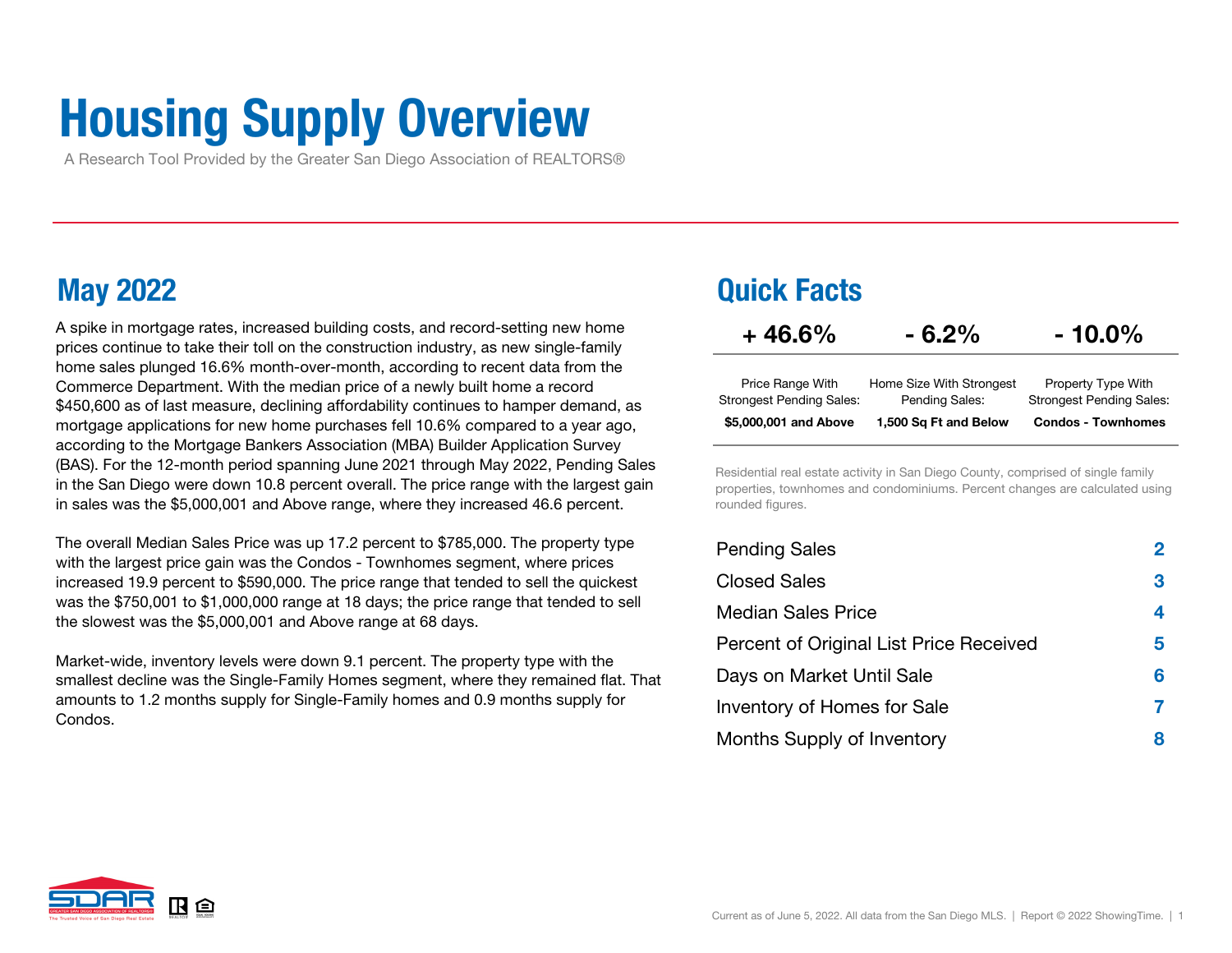# Housing Supply Overview

A Research Tool Provided by the Greater San Diego Association of REALTORS®

## May 2022

A spike in mortgage rates, increased building costs, and record-setting new home prices continue to take their toll on the construction industry, as new single-family home sales plunged 16.6% month-over-month, according to recent data from the Commerce Department. With the median price of a newly built home a record $450,600 as of last measure, declining affordability continues to hamper demand, as mortgage applications for new home purchases fell 10.6% compared to a year ago, according to the Mortgage Bankers Association (MBA) Builder Application Survey (BAS). For the 12-month period spanning June 2021 through May 2022, Pending Sales in the San Diego were down 10.8 percent overall. The price range with the largest gain in sales was the $5,000,001 and Above range, where they increased 46.6 percent.

The overall Median Sales Price was up 17.2 percent to $785,000. The property type with the largest price gain was the Condos - Townhomes segment, where prices increased 19.9 percent to $590,000. The price range that tended to sell the quickest was the $750,001 to $1,000,000 range at 18 days; the price range that tended to sell the slowest was the $5,000,001 and Above range at 68 days.

Market-wide, inventory levels were down 9.1 percent. The property type with the smallest decline was the Single-Family Homes segment, where they remained flat. That amounts to 1.2 months supply for Single-Family homes and 0.9 months supply for Condos.

## Quick Facts

| + 46.6% | - 6.2% | - 10.0% |
|---|---|---|
| Price Range With Strongest Pending Sales: | Home Size With Strongest Pending Sales: | Property Type With Strongest Pending Sales: |
| **$5,000,001 and Above** | **1,500 Sq Ft and Below** | **Condos - Townhomes** |

Residential real estate activity in San Diego County, comprised of single family properties, townhomes and condominiums. Percent changes are calculated using rounded figures.

| | |
|---|---|
| Pending Sales | 2 |
| Closed Sales | 3 |
| Median Sales Price | 4 |
| Percent of Original List Price Received | 5 |
| Days on Market Until Sale | 6 |
| Inventory of Homes for Sale | 7 |
| Months Supply of Inventory | 8 |

Current as of June 5, 2022. All data from the San Diego MLS. | Report © 2022 ShowingTime.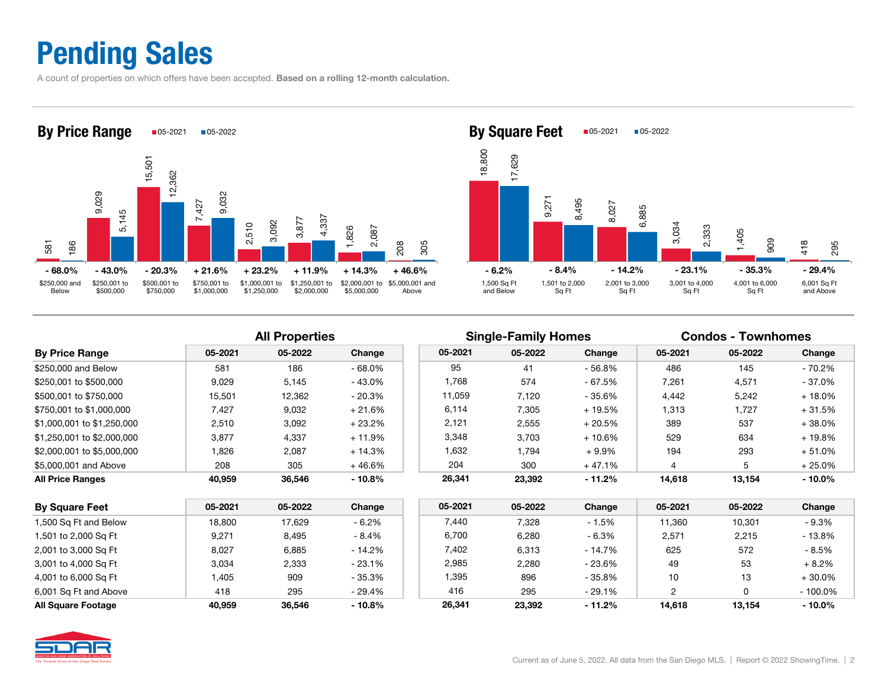# Pending Sales

A count of properties on which offers have been accepted. **Based on a rolling 12-month calculation.**

## By Price Range

| | 05-2021 | 05-2022 | Change |
|---|---|---|---|
| $250,000 and Below | 581 | 186 | - 68.0% |
| $250,001 to $500,000 | 9,029 | 5,145 | - 43.0% |
| $500,001 to $750,000 | 15,501 | 12,362 | - 20.3% |
| $750,001 to $1,000,000 | 7,427 | 9,032 | + 21.6% |
| $1,000,001 to $1,250,000 | 2,510 | 3,092 | + 23.2% |
| $1,250,001 to $2,000,000 | 3,877 | 4,337 | + 11.9% |
| $2,000,001 to $5,000,000 | 1,826 | 2,087 | + 14.3% |
| $5,000,001 and Above | 208 | 305 | + 46.6% |

## By Square Feet

| | 05-2021 | 05-2022 | Change |
|---|---|---|---|
| 1,500 Sq Ft and Below | 18,800 | 17,629 | - 6.2% |
| 1,501 to 2,000 Sq Ft | 9,271 | 8,495 | - 8.4% |
| 2,001 to 3,000 Sq Ft | 8,027 | 6,885 | - 14.2% |
| 3,001 to 4,000 Sq Ft | 3,034 | 2,333 | - 23.1% |
| 4,001 to 6,000 Sq Ft | 1,405 | 909 | - 35.3% |
| 6,001 Sq Ft and Above | 418 | 295 | - 29.4% |

| | All Properties | | | Single-Family Homes | | | Condos - Townhomes | | |
|---|---|---|---|---|---|---|---|---|---|
| **By Price Range** | **05-2021** | **05-2022** | **Change** | **05-2021** | **05-2022** | **Change** | **05-2021** | **05-2022** | **Change** |
| $250,000 and Below | 581 | 186 | - 68.0% | 95 | 41 | - 56.8% | 486 | 145 | - 70.2% |
| $250,001 to $500,000 | 9,029 | 5,145 | - 43.0% | 1,768 | 574 | - 67.5% | 7,261 | 4,571 | - 37.0% |
| $500,001 to $750,000 | 15,501 | 12,362 | - 20.3% | 11,059 | 7,120 | - 35.6% | 4,442 | 5,242 | + 18.0% |
| $750,001 to $1,000,000 | 7,427 | 9,032 | + 21.6% | 6,114 | 7,305 | + 19.5% | 1,313 | 1,727 | + 31.5% |
| $1,000,001 to $1,250,000 | 2,510 | 3,092 | + 23.2% | 2,121 | 2,555 | + 20.5% | 389 | 537 | + 38.0% |
| $1,250,001 to $2,000,000 | 3,877 | 4,337 | + 11.9% | 3,348 | 3,703 | + 10.6% | 529 | 634 | + 19.8% |
| $2,000,001 to $5,000,000 | 1,826 | 2,087 | + 14.3% | 1,632 | 1,794 | + 9.9% | 194 | 293 | + 51.0% |
| $5,000,001 and Above | 208 | 305 | + 46.6% | 204 | 300 | + 47.1% | 4 | 5 | + 25.0% |
| **All Price Ranges** | **40,959** | **36,546** | **- 10.8%** | **26,341** | **23,392** | **- 11.2%** | **14,618** | **13,154** | **- 10.0%** |

| **By Square Feet** | **05-2021** | **05-2022** | **Change** | **05-2021** | **05-2022** | **Change** | **05-2021** | **05-2022** | **Change** |
|---|---|---|---|---|---|---|---|---|---|
| 1,500 Sq Ft and Below | 18,800 | 17,629 | - 6.2% | 7,440 | 7,328 | - 1.5% | 11,360 | 10,301 | - 9.3% |
| 1,501 to 2,000 Sq Ft | 9,271 | 8,495 | - 8.4% | 6,700 | 6,280 | - 6.3% | 2,571 | 2,215 | - 13.8% |
| 2,001 to 3,000 Sq Ft | 8,027 | 6,885 | - 14.2% | 7,402 | 6,313 | - 14.7% | 625 | 572 | - 8.5% |
| 3,001 to 4,000 Sq Ft | 3,034 | 2,333 | - 23.1% | 2,985 | 2,280 | - 23.6% | 49 | 53 | + 8.2% |
| 4,001 to 6,000 Sq Ft | 1,405 | 909 | - 35.3% | 1,395 | 896 | - 35.8% | 10 | 13 | + 30.0% |
| 6,001 Sq Ft and Above | 418 | 295 | - 29.4% | 416 | 295 | - 29.1% | 2 | 0 | - 100.0% |
| **All Square Footage** | **40,959** | **36,546** | **- 10.8%** | **26,341** | **23,392** | **- 11.2%** | **14,618** | **13,154** | **- 10.0%** |

Current as of June 5, 2022. All data from the San Diego MLS. | Report © 2022 ShowingTime.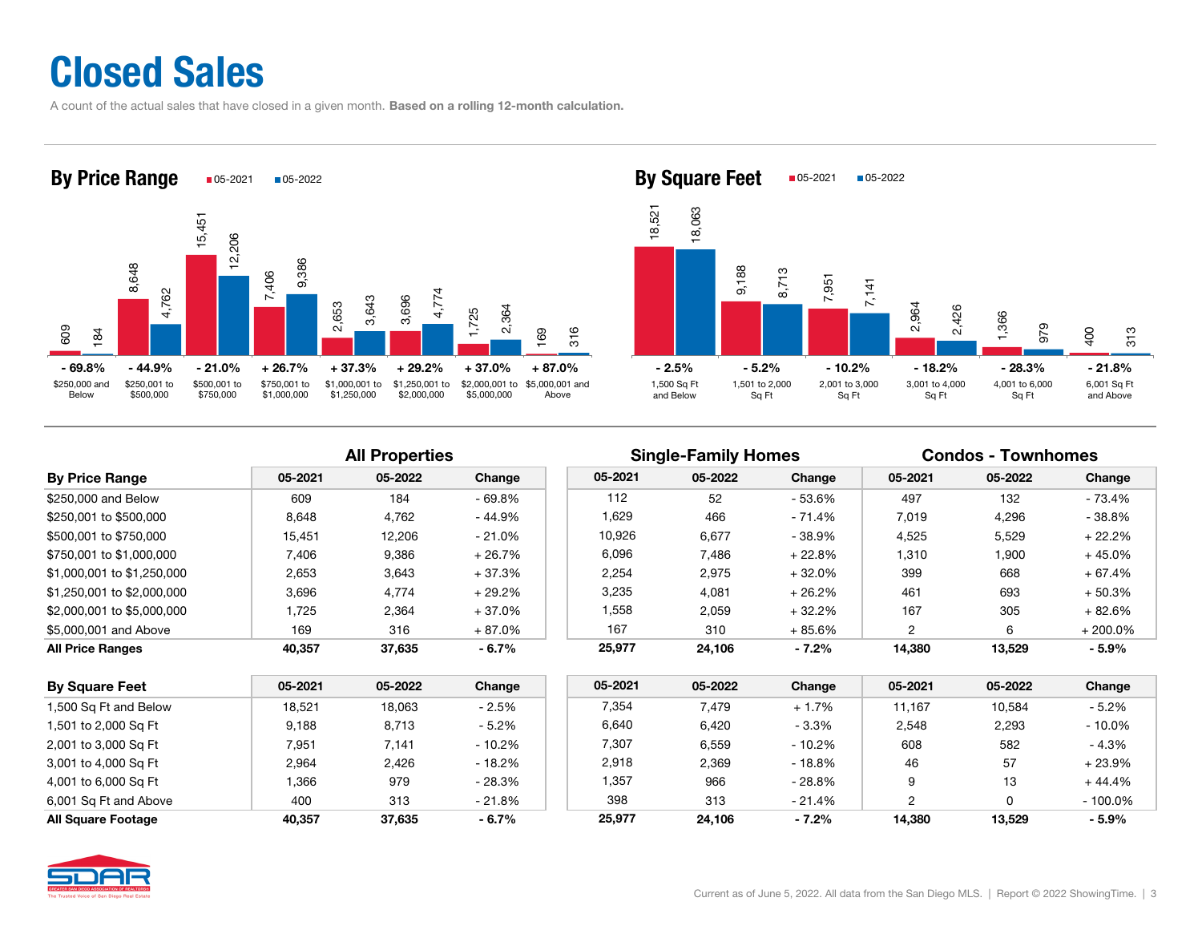# Closed Sales

A count of the actual sales that have closed in a given month. **Based on a rolling 12-month calculation.**

## By Price Range

| Price Range | 05-2021 | 05-2022 | Change |
|---|---|---|---|
| $250,000 and Below | 609 | 184 | - 69.8% |
| $250,001 to $500,000 | 8,648 | 4,762 | - 44.9% |
| $500,001 to $750,000 | 15,451 | 12,206 | - 21.0% |
| $750,001 to $1,000,000 | 7,406 | 9,386 | + 26.7% |
| $1,000,001 to $1,250,000 | 2,653 | 3,643 | + 37.3% |
| $1,250,001 to $2,000,000 | 3,696 | 4,774 | + 29.2% |
| $2,000,001 to $5,000,000 | 1,725 | 2,364 | + 37.0% |
| $5,000,001 and Above | 169 | 316 | + 87.0% |

## By Square Feet

| Square Feet | 05-2021 | 05-2022 | Change |
|---|---|---|---|
| 1,500 Sq Ft and Below | 18,521 | 18,063 | - 2.5% |
| 1,501 to 2,000 Sq Ft | 9,188 | 8,713 | - 5.2% |
| 2,001 to 3,000 Sq Ft | 7,951 | 7,141 | - 10.2% |
| 3,001 to 4,000 Sq Ft | 2,964 | 2,426 | - 18.2% |
| 4,001 to 6,000 Sq Ft | 1,366 | 979 | - 28.3% |
| 6,001 Sq Ft and Above | 400 | 313 | - 21.8% |

| | All Properties | | | Single-Family Homes | | | Condos - Townhomes | | |
|---|---|---|---|---|---|---|---|---|---|
| **By Price Range** | **05-2021** | **05-2022** | **Change** | **05-2021** | **05-2022** | **Change** | **05-2021** | **05-2022** | **Change** |
| $250,000 and Below | 609 | 184 | - 69.8% | 112 | 52 | - 53.6% | 497 | 132 | - 73.4% |
| $250,001 to $500,000 | 8,648 | 4,762 | - 44.9% | 1,629 | 466 | - 71.4% | 7,019 | 4,296 | - 38.8% |
| $500,001 to $750,000 | 15,451 | 12,206 | - 21.0% | 10,926 | 6,677 | - 38.9% | 4,525 | 5,529 | + 22.2% |
| $750,001 to $1,000,000 | 7,406 | 9,386 | + 26.7% | 6,096 | 7,486 | + 22.8% | 1,310 | 1,900 | + 45.0% |
| $1,000,001 to $1,250,000 | 2,653 | 3,643 | + 37.3% | 2,254 | 2,975 | + 32.0% | 399 | 668 | + 67.4% |
| $1,250,001 to $2,000,000 | 3,696 | 4,774 | + 29.2% | 3,235 | 4,081 | + 26.2% | 461 | 693 | + 50.3% |
| $2,000,001 to $5,000,000 | 1,725 | 2,364 | + 37.0% | 1,558 | 2,059 | + 32.2% | 167 | 305 | + 82.6% |
| $5,000,001 and Above | 169 | 316 | + 87.0% | 167 | 310 | + 85.6% | 2 | 6 | + 200.0% |
| **All Price Ranges** | **40,357** | **37,635** | **- 6.7%** | **25,977** | **24,106** | **- 7.2%** | **14,380** | **13,529** | **- 5.9%** |

| **By Square Feet** | **05-2021** | **05-2022** | **Change** | **05-2021** | **05-2022** | **Change** | **05-2021** | **05-2022** | **Change** |
|---|---|---|---|---|---|---|---|---|---|
| 1,500 Sq Ft and Below | 18,521 | 18,063 | - 2.5% | 7,354 | 7,479 | + 1.7% | 11,167 | 10,584 | - 5.2% |
| 1,501 to 2,000 Sq Ft | 9,188 | 8,713 | - 5.2% | 6,640 | 6,420 | - 3.3% | 2,548 | 2,293 | - 10.0% |
| 2,001 to 3,000 Sq Ft | 7,951 | 7,141 | - 10.2% | 7,307 | 6,559 | - 10.2% | 608 | 582 | - 4.3% |
| 3,001 to 4,000 Sq Ft | 2,964 | 2,426 | - 18.2% | 2,918 | 2,369 | - 18.8% | 46 | 57 | + 23.9% |
| 4,001 to 6,000 Sq Ft | 1,366 | 979 | - 28.3% | 1,357 | 966 | - 28.8% | 9 | 13 | + 44.4% |
| 6,001 Sq Ft and Above | 400 | 313 | - 21.8% | 398 | 313 | - 21.4% | 2 | 0 | - 100.0% |
| **All Square Footage** | **40,357** | **37,635** | **- 6.7%** | **25,977** | **24,106** | **- 7.2%** | **14,380** | **13,529** | **- 5.9%** |

Current as of June 5, 2022. All data from the San Diego MLS. | Report © 2022 ShowingTime.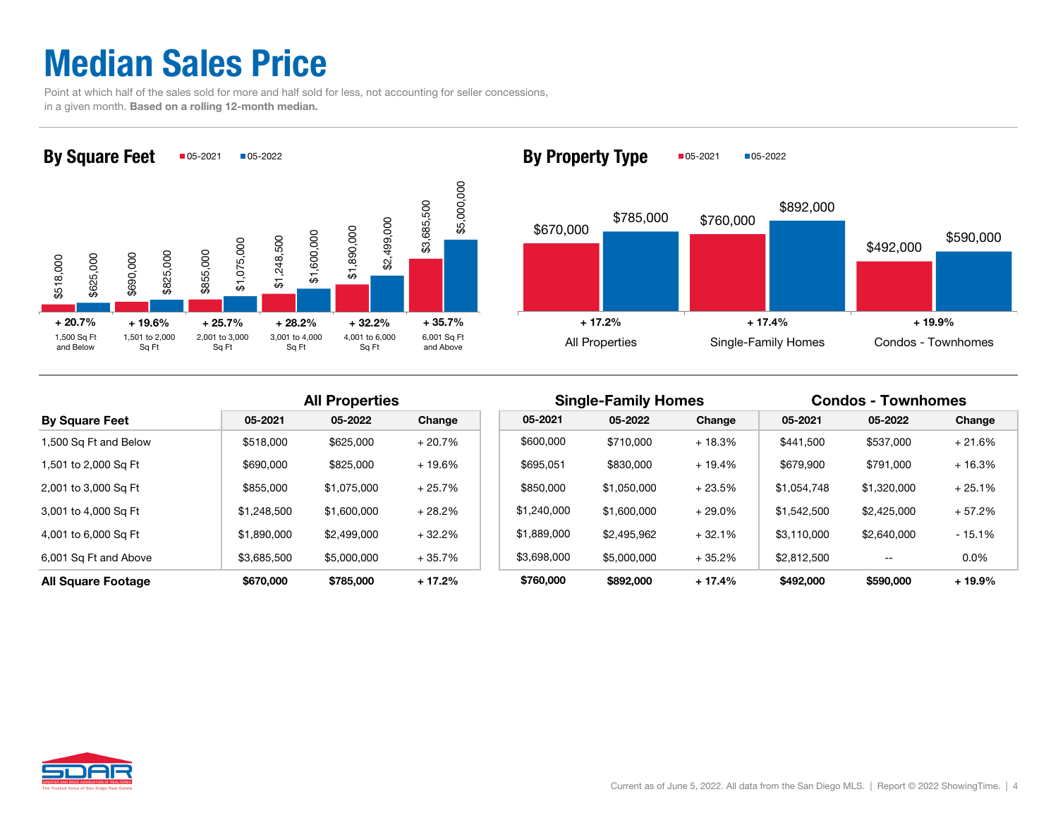# Median Sales Price

Point at which half of the sales sold for more and half sold for less, not accounting for seller concessions, in a given month. **Based on a rolling 12-month median.**

## By Square Feet

| | 05-2021 | 05-2022 | Change |
|---|---|---|---|
| 1,500 Sq Ft and Below | $518,000 | $625,000 | + 20.7% |
| 1,501 to 2,000 Sq Ft | $690,000 | $825,000 | + 19.6% |
| 2,001 to 3,000 Sq Ft | $855,000 | $1,075,000 | + 25.7% |
| 3,001 to 4,000 Sq Ft | $1,248,500 | $1,600,000 | + 28.2% |
| 4,001 to 6,000 Sq Ft | $1,890,000 | $2,499,000 | + 32.2% |
| 6,001 Sq Ft and Above | $3,685,500 | $5,000,000 | + 35.7% |

## By Property Type

| | 05-2021 | 05-2022 | Change |
|---|---|---|---|
| All Properties | $670,000 | $785,000 | + 17.2% |
| Single-Family Homes | $760,000 | $892,000 | + 17.4% |
| Condos - Townhomes | $492,000 | $590,000 | + 19.9% |

| | All Properties | | | Single-Family Homes | | | Condos - Townhomes | | |
|---|---|---|---|---|---|---|---|---|---|
| **By Square Feet** | **05-2021** | **05-2022** | **Change** | **05-2021** | **05-2022** | **Change** | **05-2021** | **05-2022** | **Change** |
| 1,500 Sq Ft and Below | $518,000 | $625,000 | + 20.7% | $600,000 | $710,000 | + 18.3% | $441,500 | $537,000 | + 21.6% |
| 1,501 to 2,000 Sq Ft | $690,000 | $825,000 | + 19.6% | $695,051 | $830,000 | + 19.4% | $679,900 | $791,000 | + 16.3% |
| 2,001 to 3,000 Sq Ft | $855,000 | $1,075,000 | + 25.7% | $850,000 | $1,050,000 | + 23.5% | $1,054,748 | $1,320,000 | + 25.1% |
| 3,001 to 4,000 Sq Ft | $1,248,500 | $1,600,000 | + 28.2% | $1,240,000 | $1,600,000 | + 29.0% | $1,542,500 | $2,425,000 | + 57.2% |
| 4,001 to 6,000 Sq Ft | $1,890,000 | $2,499,000 | + 32.2% | $1,889,000 | $2,495,962 | + 32.1% | $3,110,000 | $2,640,000 | - 15.1% |
| 6,001 Sq Ft and Above | $3,685,500 | $5,000,000 | + 35.7% | $3,698,000 | $5,000,000 | + 35.2% | $2,812,500 | -- | 0.0% |
| **All Square Footage** | **$670,000** | **$785,000** | **+ 17.2%** | **$760,000** | **$892,000** | **+ 17.4%** | **$492,000** | **$590,000** | **+ 19.9%** |

Current as of June 5, 2022. All data from the San Diego MLS. | Report © 2022 ShowingTime.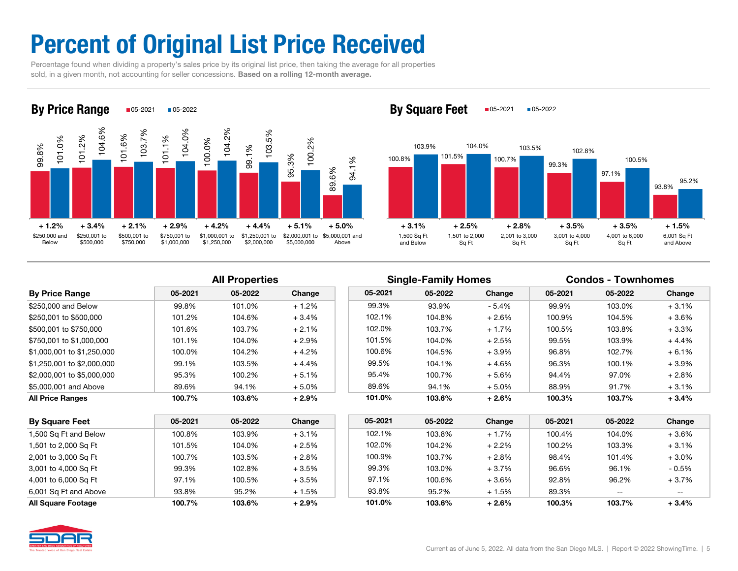# Percent of Original List Price Received

Percentage found when dividing a property's sales price by its original list price, then taking the average for all properties sold, in a given month, not accounting for seller concessions. **Based on a rolling 12-month average.**

## By Price Range

| Price Range | 05-2021 | 05-2022 | Change |
|---|---|---|---|
| $250,000 and Below | 99.8% | 101.0% | + 1.2% |
| $250,001 to $500,000 | 101.2% | 104.6% | + 3.4% |
| $500,001 to $750,000 | 101.6% | 103.7% | + 2.1% |
| $750,001 to $1,000,000 | 101.1% | 104.0% | + 2.9% |
| $1,000,001 to $1,250,000 | 100.0% | 104.2% | + 4.2% |
| $1,250,001 to $2,000,000 | 99.1% | 103.5% | + 4.4% |
| $2,000,001 to $5,000,000 | 95.3% | 100.2% | + 5.1% |
| $5,000,001 and Above | 89.6% | 94.1% | + 5.0% |

## By Square Feet

| Square Feet | 05-2021 | 05-2022 | Change |
|---|---|---|---|
| 1,500 Sq Ft and Below | 100.8% | 103.9% | + 3.1% |
| 1,501 to 2,000 Sq Ft | 101.5% | 104.0% | + 2.5% |
| 2,001 to 3,000 Sq Ft | 100.7% | 103.5% | + 2.8% |
| 3,001 to 4,000 Sq Ft | 99.3% | 102.8% | + 3.5% |
| 4,001 to 6,000 Sq Ft | 97.1% | 100.5% | + 3.5% |
| 6,001 Sq Ft and Above | 93.8% | 95.2% | + 1.5% |

| | All Properties | | | Single-Family Homes | | | Condos - Townhomes | | |
|---|---|---|---|---|---|---|---|---|---|
| **By Price Range** | **05-2021** | **05-2022** | **Change** | **05-2021** | **05-2022** | **Change** | **05-2021** | **05-2022** | **Change** |
| $250,000 and Below | 99.8% | 101.0% | + 1.2% | 99.3% | 93.9% | - 5.4% | 99.9% | 103.0% | + 3.1% |
| $250,001 to $500,000 | 101.2% | 104.6% | + 3.4% | 102.1% | 104.8% | + 2.6% | 100.9% | 104.5% | + 3.6% |
| $500,001 to $750,000 | 101.6% | 103.7% | + 2.1% | 102.0% | 103.7% | + 1.7% | 100.5% | 103.8% | + 3.3% |
| $750,001 to $1,000,000 | 101.1% | 104.0% | + 2.9% | 101.5% | 104.0% | + 2.5% | 99.5% | 103.9% | + 4.4% |
| $1,000,001 to $1,250,000 | 100.0% | 104.2% | + 4.2% | 100.6% | 104.5% | + 3.9% | 96.8% | 102.7% | + 6.1% |
| $1,250,001 to $2,000,000 | 99.1% | 103.5% | + 4.4% | 99.5% | 104.1% | + 4.6% | 96.3% | 100.1% | + 3.9% |
| $2,000,001 to $5,000,000 | 95.3% | 100.2% | + 5.1% | 95.4% | 100.7% | + 5.6% | 94.4% | 97.0% | + 2.8% |
| $5,000,001 and Above | 89.6% | 94.1% | + 5.0% | 89.6% | 94.1% | + 5.0% | 88.9% | 91.7% | + 3.1% |
| **All Price Ranges** | **100.7%** | **103.6%** | **+ 2.9%** | **101.0%** | **103.6%** | **+ 2.6%** | **100.3%** | **103.7%** | **+ 3.4%** |

| **By Square Feet** | **05-2021** | **05-2022** | **Change** | **05-2021** | **05-2022** | **Change** | **05-2021** | **05-2022** | **Change** |
|---|---|---|---|---|---|---|---|---|---|
| 1,500 Sq Ft and Below | 100.8% | 103.9% | + 3.1% | 102.1% | 103.8% | + 1.7% | 100.4% | 104.0% | + 3.6% |
| 1,501 to 2,000 Sq Ft | 101.5% | 104.0% | + 2.5% | 102.0% | 104.2% | + 2.2% | 100.2% | 103.3% | + 3.1% |
| 2,001 to 3,000 Sq Ft | 100.7% | 103.5% | + 2.8% | 100.9% | 103.7% | + 2.8% | 98.4% | 101.4% | + 3.0% |
| 3,001 to 4,000 Sq Ft | 99.3% | 102.8% | + 3.5% | 99.3% | 103.0% | + 3.7% | 96.6% | 96.1% | - 0.5% |
| 4,001 to 6,000 Sq Ft | 97.1% | 100.5% | + 3.5% | 97.1% | 100.6% | + 3.6% | 92.8% | 96.2% | + 3.7% |
| 6,001 Sq Ft and Above | 93.8% | 95.2% | + 1.5% | 93.8% | 95.2% | + 1.5% | 89.3% | -- | -- |
| **All Square Footage** | **100.7%** | **103.6%** | **+ 2.9%** | **101.0%** | **103.6%** | **+ 2.6%** | **100.3%** | **103.7%** | **+ 3.4%** |

Current as of June 5, 2022. All data from the San Diego MLS. | Report © 2022 ShowingTime.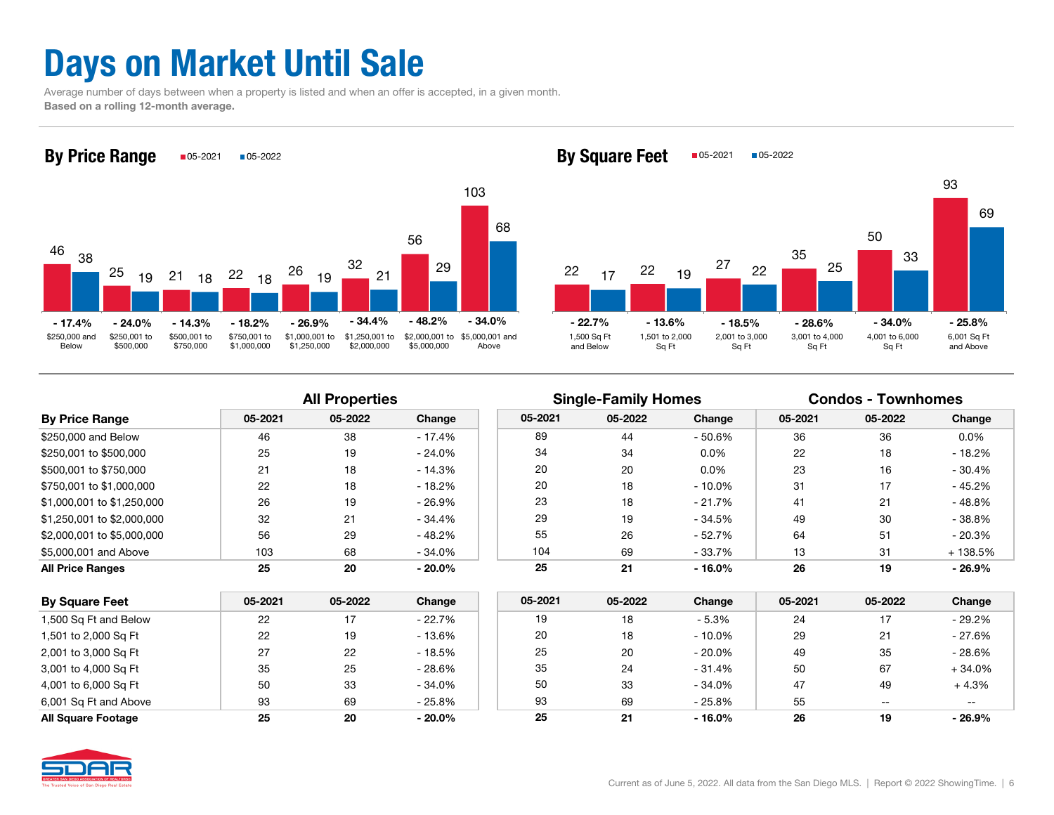# Days on Market Until Sale

Average number of days between when a property is listed and when an offer is accepted, in a given month.
**Based on a rolling 12-month average.**

## By Price Range

| Price Range | 05-2021 | 05-2022 | Change |
|---|---|---|---|
| $250,000 and Below | 46 | 38 | - 17.4% |
| $250,001 to $500,000 | 25 | 19 | - 24.0% |
| $500,001 to $750,000 | 21 | 18 | - 14.3% |
| $750,001 to $1,000,000 | 22 | 18 | - 18.2% |
| $1,000,001 to $1,250,000 | 26 | 19 | - 26.9% |
| $1,250,001 to $2,000,000 | 32 | 21 | - 34.4% |
| $2,000,001 to $5,000,000 | 56 | 29 | - 48.2% |
| $5,000,001 and Above | 103 | 68 | - 34.0% |

## By Square Feet

| Square Feet | 05-2021 | 05-2022 | Change |
|---|---|---|---|
| 1,500 Sq Ft and Below | 22 | 17 | - 22.7% |
| 1,501 to 2,000 Sq Ft | 22 | 19 | - 13.6% |
| 2,001 to 3,000 Sq Ft | 27 | 22 | - 18.5% |
| 3,001 to 4,000 Sq Ft | 35 | 25 | - 28.6% |
| 4,001 to 6,000 Sq Ft | 50 | 33 | - 34.0% |
| 6,001 Sq Ft and Above | 93 | 69 | - 25.8% |

| | All Properties | | | Single-Family Homes | | | Condos - Townhomes | | |
|---|---|---|---|---|---|---|---|---|---|
| **By Price Range** | **05-2021** | **05-2022** | **Change** | **05-2021** | **05-2022** | **Change** | **05-2021** | **05-2022** | **Change** |
| $250,000 and Below | 46 | 38 | - 17.4% | 89 | 44 | - 50.6% | 36 | 36 | 0.0% |
| $250,001 to $500,000 | 25 | 19 | - 24.0% | 34 | 34 | 0.0% | 22 | 18 | - 18.2% |
| $500,001 to $750,000 | 21 | 18 | - 14.3% | 20 | 20 | 0.0% | 23 | 16 | - 30.4% |
| $750,001 to $1,000,000 | 22 | 18 | - 18.2% | 20 | 18 | - 10.0% | 31 | 17 | - 45.2% |
| $1,000,001 to $1,250,000 | 26 | 19 | - 26.9% | 23 | 18 | - 21.7% | 41 | 21 | - 48.8% |
| $1,250,001 to $2,000,000 | 32 | 21 | - 34.4% | 29 | 19 | - 34.5% | 49 | 30 | - 38.8% |
| $2,000,001 to $5,000,000 | 56 | 29 | - 48.2% | 55 | 26 | - 52.7% | 64 | 51 | - 20.3% |
| $5,000,001 and Above | 103 | 68 | - 34.0% | 104 | 69 | - 33.7% | 13 | 31 | + 138.5% |
| **All Price Ranges** | **25** | **20** | **- 20.0%** | **25** | **21** | **- 16.0%** | **26** | **19** | **- 26.9%** |

| | All Properties | | | Single-Family Homes | | | Condos - Townhomes | | |
|---|---|---|---|---|---|---|---|---|---|
| **By Square Feet** | **05-2021** | **05-2022** | **Change** | **05-2021** | **05-2022** | **Change** | **05-2021** | **05-2022** | **Change** |
| 1,500 Sq Ft and Below | 22 | 17 | - 22.7% | 19 | 18 | - 5.3% | 24 | 17 | - 29.2% |
| 1,501 to 2,000 Sq Ft | 22 | 19 | - 13.6% | 20 | 18 | - 10.0% | 29 | 21 | - 27.6% |
| 2,001 to 3,000 Sq Ft | 27 | 22 | - 18.5% | 25 | 20 | - 20.0% | 49 | 35 | - 28.6% |
| 3,001 to 4,000 Sq Ft | 35 | 25 | - 28.6% | 35 | 24 | - 31.4% | 50 | 67 | + 34.0% |
| 4,001 to 6,000 Sq Ft | 50 | 33 | - 34.0% | 50 | 33 | - 34.0% | 47 | 49 | + 4.3% |
| 6,001 Sq Ft and Above | 93 | 69 | - 25.8% | 93 | 69 | - 25.8% | 55 | -- | -- |
| **All Square Footage** | **25** | **20** | **- 20.0%** | **25** | **21** | **- 16.0%** | **26** | **19** | **- 26.9%** |

Current as of June 5, 2022. All data from the San Diego MLS. | Report © 2022 ShowingTime.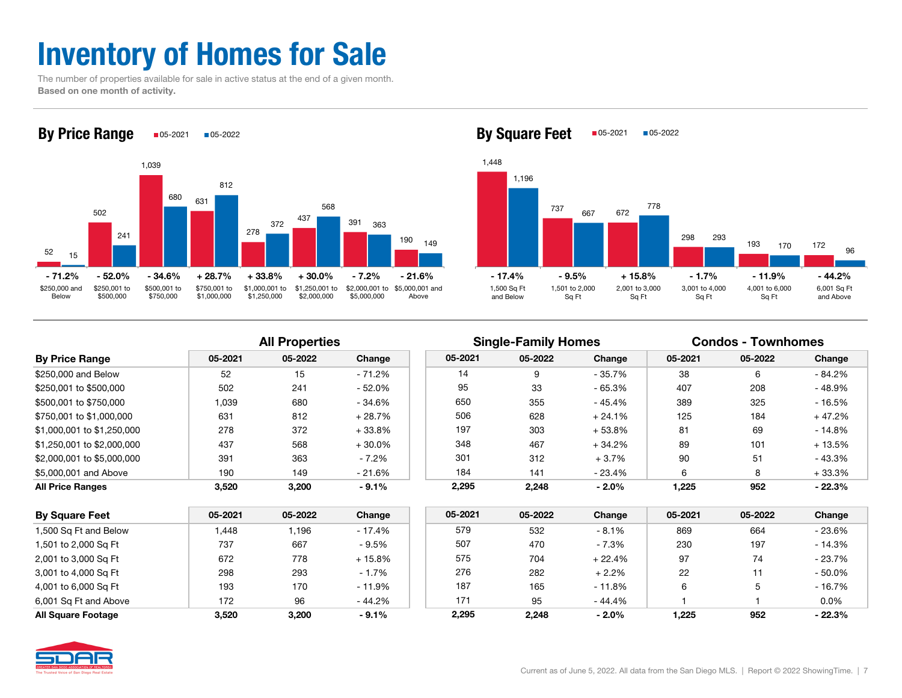# Inventory of Homes for Sale

The number of properties available for sale in active status at the end of a given month.
**Based on one month of activity.**

## By Price Range

| Price Range | 05-2021 | 05-2022 | Change |
|---|---|---|---|
| $250,000 and Below | 52 | 15 | - 71.2% |
| $250,001 to $500,000 | 502 | 241 | - 52.0% |
| $500,001 to $750,000 | 1,039 | 680 | - 34.6% |
| $750,001 to $1,000,000 | 631 | 812 | + 28.7% |
| $1,000,001 to $1,250,000 | 278 | 372 | + 33.8% |
| $1,250,001 to $2,000,000 | 437 | 568 | + 30.0% |
| $2,000,001 to $5,000,000 | 391 | 363 | - 7.2% |
| $5,000,001 and Above | 190 | 149 | - 21.6% |

## By Square Feet

| Square Feet | 05-2021 | 05-2022 | Change |
|---|---|---|---|
| 1,500 Sq Ft and Below | 1,448 | 1,196 | - 17.4% |
| 1,501 to 2,000 Sq Ft | 737 | 667 | - 9.5% |
| 2,001 to 3,000 Sq Ft | 672 | 778 | + 15.8% |
| 3,001 to 4,000 Sq Ft | 298 | 293 | - 1.7% |
| 4,001 to 6,000 Sq Ft | 193 | 170 | - 11.9% |
| 6,001 Sq Ft and Above | 172 | 96 | - 44.2% |

| | All Properties | | | Single-Family Homes | | | Condos - Townhomes | | |
|---|---|---|---|---|---|---|---|---|---|
| **By Price Range** | **05-2021** | **05-2022** | **Change** | **05-2021** | **05-2022** | **Change** | **05-2021** | **05-2022** | **Change** |
| $250,000 and Below | 52 | 15 | - 71.2% | 14 | 9 | - 35.7% | 38 | 6 | - 84.2% |
| $250,001 to $500,000 | 502 | 241 | - 52.0% | 95 | 33 | - 65.3% | 407 | 208 | - 48.9% |
| $500,001 to $750,000 | 1,039 | 680 | - 34.6% | 650 | 355 | - 45.4% | 389 | 325 | - 16.5% |
| $750,001 to $1,000,000 | 631 | 812 | + 28.7% | 506 | 628 | + 24.1% | 125 | 184 | + 47.2% |
| $1,000,001 to $1,250,000 | 278 | 372 | + 33.8% | 197 | 303 | + 53.8% | 81 | 69 | - 14.8% |
| $1,250,001 to $2,000,000 | 437 | 568 | + 30.0% | 348 | 467 | + 34.2% | 89 | 101 | + 13.5% |
| $2,000,001 to $5,000,000 | 391 | 363 | - 7.2% | 301 | 312 | + 3.7% | 90 | 51 | - 43.3% |
| $5,000,001 and Above | 190 | 149 | - 21.6% | 184 | 141 | - 23.4% | 6 | 8 | + 33.3% |
| **All Price Ranges** | **3,520** | **3,200** | **- 9.1%** | **2,295** | **2,248** | **- 2.0%** | **1,225** | **952** | **- 22.3%** |

| **By Square Feet** | **05-2021** | **05-2022** | **Change** | **05-2021** | **05-2022** | **Change** | **05-2021** | **05-2022** | **Change** |
|---|---|---|---|---|---|---|---|---|---|
| 1,500 Sq Ft and Below | 1,448 | 1,196 | - 17.4% | 579 | 532 | - 8.1% | 869 | 664 | - 23.6% |
| 1,501 to 2,000 Sq Ft | 737 | 667 | - 9.5% | 507 | 470 | - 7.3% | 230 | 197 | - 14.3% |
| 2,001 to 3,000 Sq Ft | 672 | 778 | + 15.8% | 575 | 704 | + 22.4% | 97 | 74 | - 23.7% |
| 3,001 to 4,000 Sq Ft | 298 | 293 | - 1.7% | 276 | 282 | + 2.2% | 22 | 11 | - 50.0% |
| 4,001 to 6,000 Sq Ft | 193 | 170 | - 11.9% | 187 | 165 | - 11.8% | 6 | 5 | - 16.7% |
| 6,001 Sq Ft and Above | 172 | 96 | - 44.2% | 171 | 95 | - 44.4% | 1 | 1 | 0.0% |
| **All Square Footage** | **3,520** | **3,200** | **- 9.1%** | **2,295** | **2,248** | **- 2.0%** | **1,225** | **952** | **- 22.3%** |

Current as of June 5, 2022. All data from the San Diego MLS. | Report © 2022 ShowingTime.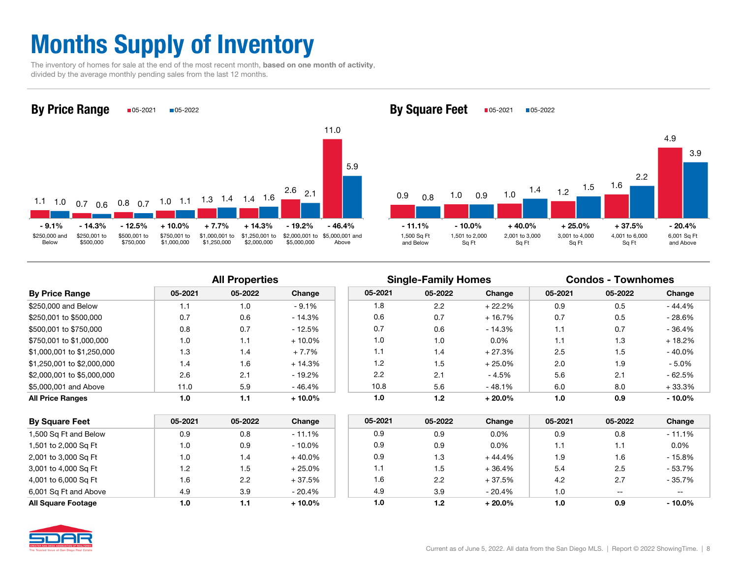# Months Supply of Inventory

The inventory of homes for sale at the end of the most recent month, **based on one month of activity**, divided by the average monthly pending sales from the last 12 months.

## By Price Range

05-2021 05-2022

1.1 1.0 0.7 0.6 0.8 0.7 1.0 1.1 1.3 1.4 1.4 1.6 2.6 2.1 11.0 5.9

- 9.1% $250,000 and Below
- 14.3% $250,001 to $500,000
- 12.5% $500,001 to $750,000
+ 10.0% $750,001 to $1,000,000
+ 7.7% $1,000,001 to $1,250,000
+ 14.3% $1,250,001 to $2,000,000
- 19.2% $2,000,001 to $5,000,000
- 46.4% $5,000,001 and Above

## By Square Feet

05-2021 05-2022

0.9 0.8 1.0 0.9 1.0 1.4 1.2 1.5 1.6 2.2 4.9 3.9

- 11.1% 1,500 Sq Ft and Below
- 10.0% 1,501 to 2,000 Sq Ft
+ 40.0% 2,001 to 3,000 Sq Ft
+ 25.0% 3,001 to 4,000 Sq Ft
+ 37.5% 4,001 to 6,000 Sq Ft
- 20.4% 6,001 Sq Ft and Above

| | All Properties | | | Single-Family Homes | | | Condos - Townhomes | | |
|---|---|---|---|---|---|---|---|---|---|
| **By Price Range** | **05-2021** | **05-2022** | **Change** | **05-2021** | **05-2022** | **Change** | **05-2021** | **05-2022** | **Change** |
| $250,000 and Below | 1.1 | 1.0 | - 9.1% | 1.8 | 2.2 | + 22.2% | 0.9 | 0.5 | - 44.4% |
| $250,001 to $500,000 | 0.7 | 0.6 | - 14.3% | 0.6 | 0.7 | + 16.7% | 0.7 | 0.5 | - 28.6% |
| $500,001 to $750,000 | 0.8 | 0.7 | - 12.5% | 0.7 | 0.6 | - 14.3% | 1.1 | 0.7 | - 36.4% |
| $750,001 to $1,000,000 | 1.0 | 1.1 | + 10.0% | 1.0 | 1.0 | 0.0% | 1.1 | 1.3 | + 18.2% |
| $1,000,001 to $1,250,000 | 1.3 | 1.4 | + 7.7% | 1.1 | 1.4 | + 27.3% | 2.5 | 1.5 | - 40.0% |
| $1,250,001 to $2,000,000 | 1.4 | 1.6 | + 14.3% | 1.2 | 1.5 | + 25.0% | 2.0 | 1.9 | - 5.0% |
| $2,000,001 to $5,000,000 | 2.6 | 2.1 | - 19.2% | 2.2 | 2.1 | - 4.5% | 5.6 | 2.1 | - 62.5% |
| $5,000,001 and Above | 11.0 | 5.9 | - 46.4% | 10.8 | 5.6 | - 48.1% | 6.0 | 8.0 | + 33.3% |
| **All Price Ranges** | **1.0** | **1.1** | **+ 10.0%** | **1.0** | **1.2** | **+ 20.0%** | **1.0** | **0.9** | **- 10.0%** |

| By Square Feet | 05-2021 | 05-2022 | Change | 05-2021 | 05-2022 | Change | 05-2021 | 05-2022 | Change |
|---|---|---|---|---|---|---|---|---|---|
| 1,500 Sq Ft and Below | 0.9 | 0.8 | - 11.1% | 0.9 | 0.9 | 0.0% | 0.9 | 0.8 | - 11.1% |
| 1,501 to 2,000 Sq Ft | 1.0 | 0.9 | - 10.0% | 0.9 | 0.9 | 0.0% | 1.1 | 1.1 | 0.0% |
| 2,001 to 3,000 Sq Ft | 1.0 | 1.4 | + 40.0% | 0.9 | 1.3 | + 44.4% | 1.9 | 1.6 | - 15.8% |
| 3,001 to 4,000 Sq Ft | 1.2 | 1.5 | + 25.0% | 1.1 | 1.5 | + 36.4% | 5.4 | 2.5 | - 53.7% |
| 4,001 to 6,000 Sq Ft | 1.6 | 2.2 | + 37.5% | 1.6 | 2.2 | + 37.5% | 4.2 | 2.7 | - 35.7% |
| 6,001 Sq Ft and Above | 4.9 | 3.9 | - 20.4% | 4.9 | 3.9 | - 20.4% | 1.0 | -- | -- |
| **All Square Footage** | **1.0** | **1.1** | **+ 10.0%** | **1.0** | **1.2** | **+ 20.0%** | **1.0** | **0.9** | **- 10.0%** |

SDAR GREATER SAN DIEGO ASSOCIATION OF REALTORS® The Trusted Voice of San Diego Real Estate

Current as of June 5, 2022. All data from the San Diego MLS. | Report © 2022 ShowingTime.